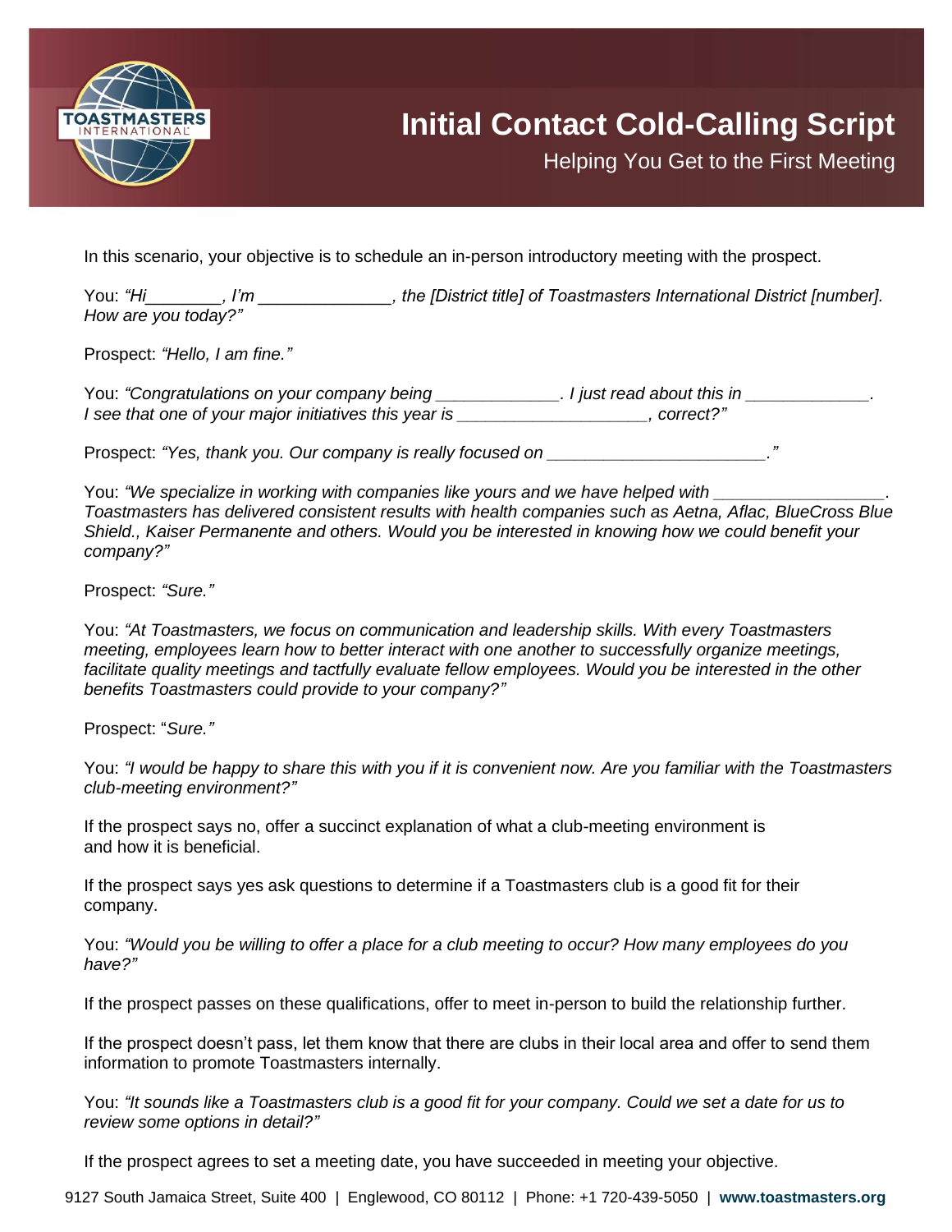# Initial Contact Cold-Calling Script

## Helping You Get to the First Meeting

In this scenario, your objective is to schedule an in-person introductory meeting with the prospect.

You: *"Hi________, I'm ______________, the [District title] of Toastmasters International District [number]. How are you today?"*

Prospect: *"Hello, I am fine."*

You: *"Congratulations on your company being _____________. I just read about this in _____________. I see that one of your major initiatives this year is ____________________, correct?"*

Prospect: *"Yes, thank you. Our company is really focused on _______________________."*

You: *"We specialize in working with companies like yours and we have helped with __________________. Toastmasters has delivered consistent results with health companies such as Aetna, Aflac, BlueCross Blue Shield., Kaiser Permanente and others. Would you be interested in knowing how we could benefit your company?"*

Prospect: *"Sure."*

You: *"At Toastmasters, we focus on communication and leadership skills. With every Toastmasters meeting, employees learn how to better interact with one another to successfully organize meetings, facilitate quality meetings and tactfully evaluate fellow employees. Would you be interested in the other benefits Toastmasters could provide to your company?"*

Prospect: "*Sure."*

You: *"I would be happy to share this with you if it is convenient now. Are you familiar with the Toastmasters club-meeting environment?"*

If the prospect says no, offer a succinct explanation of what a club-meeting environment is and how it is beneficial.

If the prospect says yes ask questions to determine if a Toastmasters club is a good fit for their company.

You: *"Would you be willing to offer a place for a club meeting to occur? How many employees do you have?"*

If the prospect passes on these qualifications, offer to meet in-person to build the relationship further.

If the prospect doesn't pass, let them know that there are clubs in their local area and offer to send them information to promote Toastmasters internally.

You: *"It sounds like a Toastmasters club is a good fit for your company. Could we set a date for us to review some options in detail?"*

If the prospect agrees to set a meeting date, you have succeeded in meeting your objective.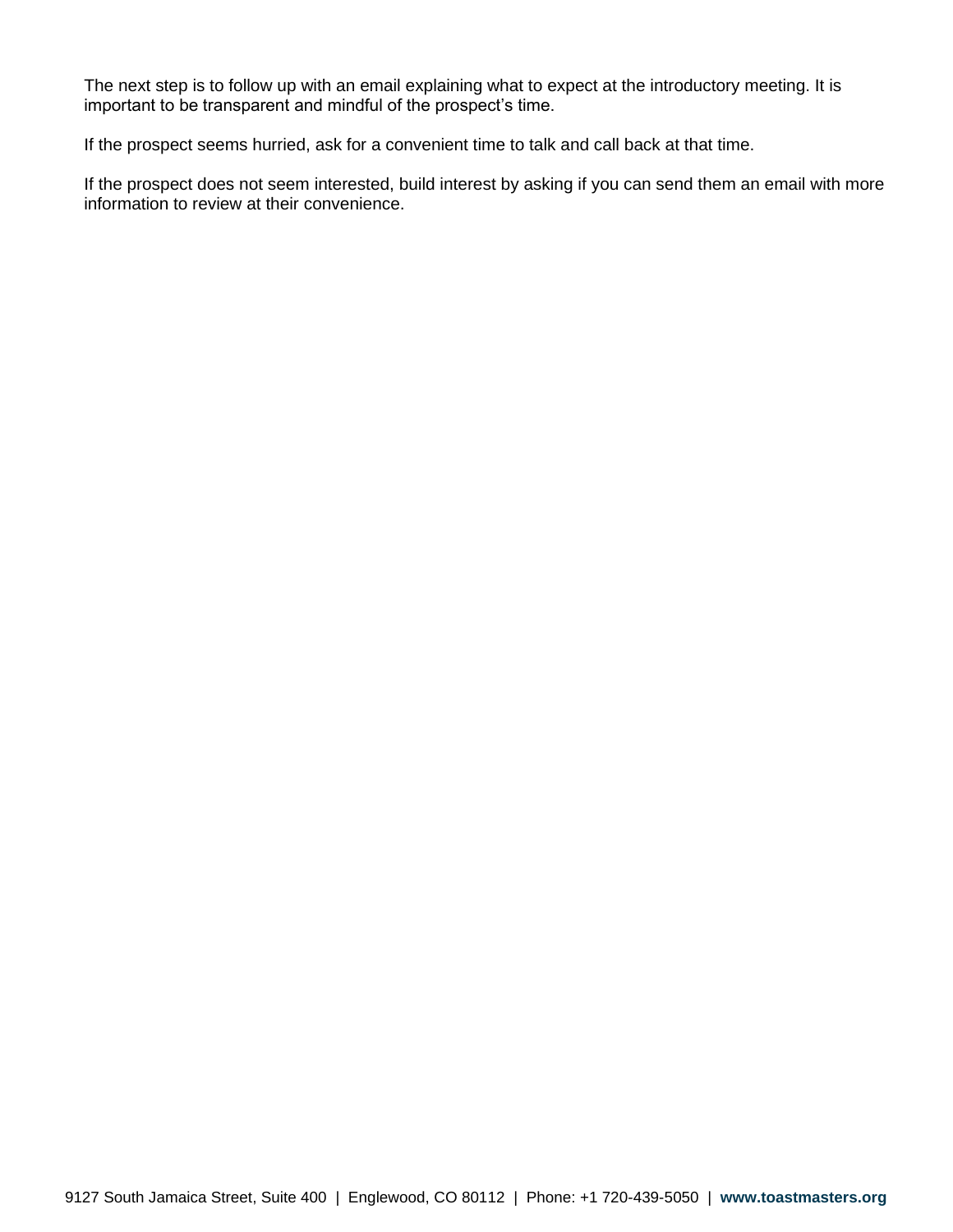The next step is to follow up with an email explaining what to expect at the introductory meeting. It is important to be transparent and mindful of the prospect's time.

If the prospect seems hurried, ask for a convenient time to talk and call back at that time.

If the prospect does not seem interested, build interest by asking if you can send them an email with more information to review at their convenience.